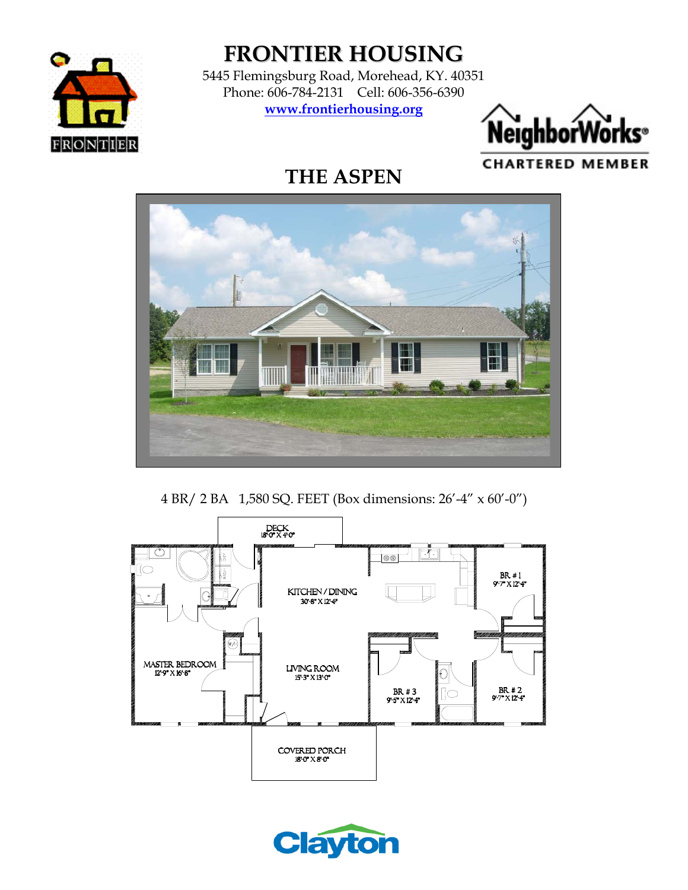# FRONTIER HOUSING

5445 Flemingsburg Road, Morehead, KY. 40351
Phone: 606-784-2131 Cell: 606-356-6390
[www.frontierhousing.org](http://www.frontierhousing.org)

NeighborWorks®
CHARTERED MEMBER

## THE ASPEN

4 BR/ 2 BA 1,580 SQ. FEET (Box dimensions: 26'-4" x 60'-0")

DECK 18'-0" X 4'-0"

KITCHEN / DINING 30'-8" X 12'-4"

BR # 1 9'-7" X 12'-4"

MASTER BEDROOM 12'-9" X 16'-8"

LIVING ROOM 15'-3" X 13'-0"

BR # 3 9'-5" X 12'-4"

BR # 2 9'-7" X 12'-4"

COVERED PORCH 18'-0" X 8'-0"

Clayton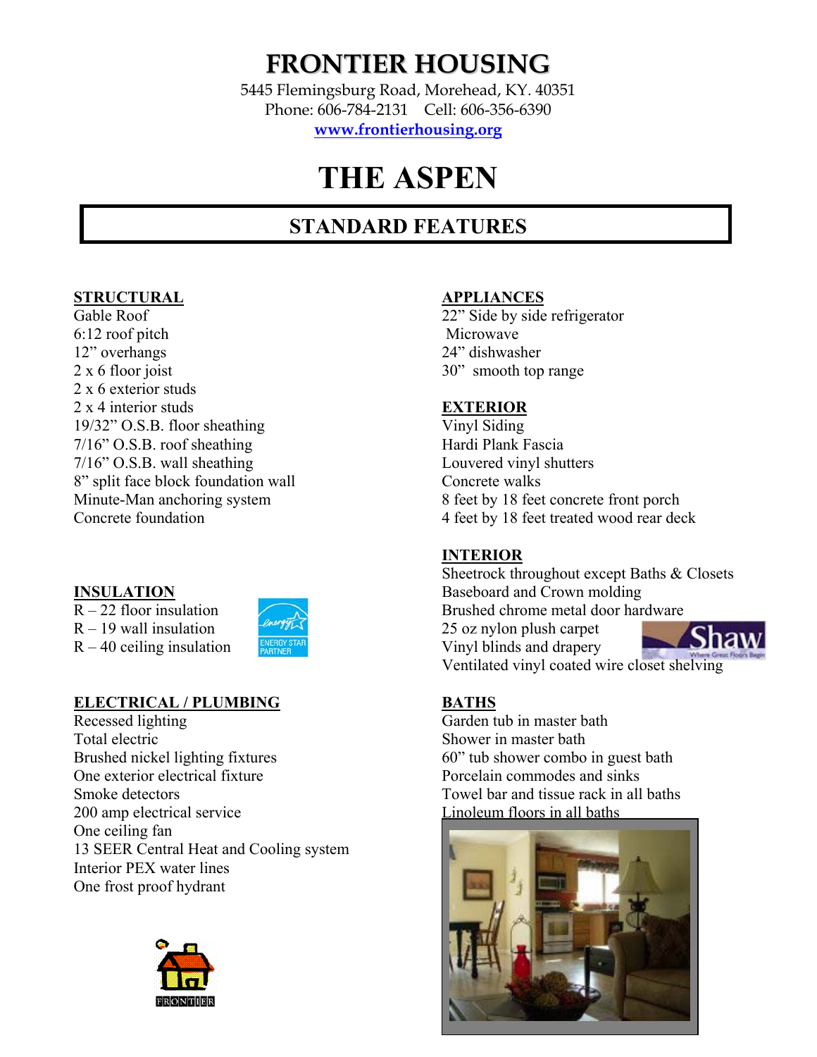# FRONTIER HOUSING

5445 Flemingsburg Road, Morehead, KY. 40351
Phone: 606-784-2131 Cell: 606-356-6390
www.frontierhousing.org

# THE ASPEN

## STANDARD FEATURES

**STRUCTURAL**
Gable Roof
6:12 roof pitch
12" overhangs
2 x 6 floor joist
2 x 6 exterior studs
2 x 4 interior studs
19/32" O.S.B. floor sheathing
7/16" O.S.B. roof sheathing
7/16" O.S.B. wall sheathing
8" split face block foundation wall
Minute-Man anchoring system
Concrete foundation

**INSULATION**
R – 22 floor insulation
R – 19 wall insulation
R – 40 ceiling insulation

**ELECTRICAL / PLUMBING**
Recessed lighting
Total electric
Brushed nickel lighting fixtures
One exterior electrical fixture
Smoke detectors
200 amp electrical service
One ceiling fan
13 SEER Central Heat and Cooling system
Interior PEX water lines
One frost proof hydrant

**APPLIANCES**
22" Side by side refrigerator
Microwave
24" dishwasher
30" smooth top range

**EXTERIOR**
Vinyl Siding
Hardi Plank Fascia
Louvered vinyl shutters
Concrete walks
8 feet by 18 feet concrete front porch
4 feet by 18 feet treated wood rear deck

**INTERIOR**
Sheetrock throughout except Baths & Closets
Baseboard and Crown molding
Brushed chrome metal door hardware
25 oz nylon plush carpet
Vinyl blinds and drapery
Ventilated vinyl coated wire closet shelving

**BATHS**
Garden tub in master bath
Shower in master bath
60" tub shower combo in guest bath
Porcelain commodes and sinks
Towel bar and tissue rack in all baths
Linoleum floors in all baths